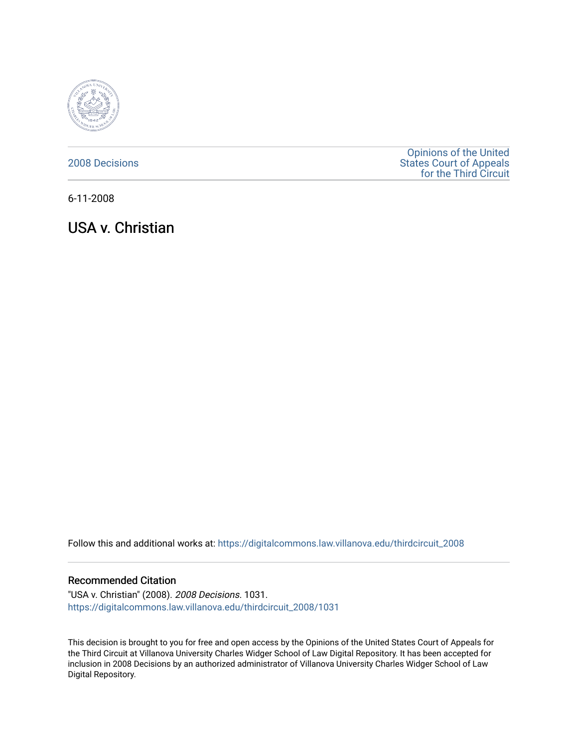2008 Decisions

Opinions of the United States Court of Appeals for the Third Circuit

6-11-2008

# USA v. Christian

Follow this and additional works at: https://digitalcommons.law.villanova.edu/thirdcircuit_2008

## Recommended Citation

"USA v. Christian" (2008). *2008 Decisions*. 1031.
https://digitalcommons.law.villanova.edu/thirdcircuit_2008/1031

This decision is brought to you for free and open access by the Opinions of the United States Court of Appeals for the Third Circuit at Villanova University Charles Widger School of Law Digital Repository. It has been accepted for inclusion in 2008 Decisions by an authorized administrator of Villanova University Charles Widger School of Law Digital Repository.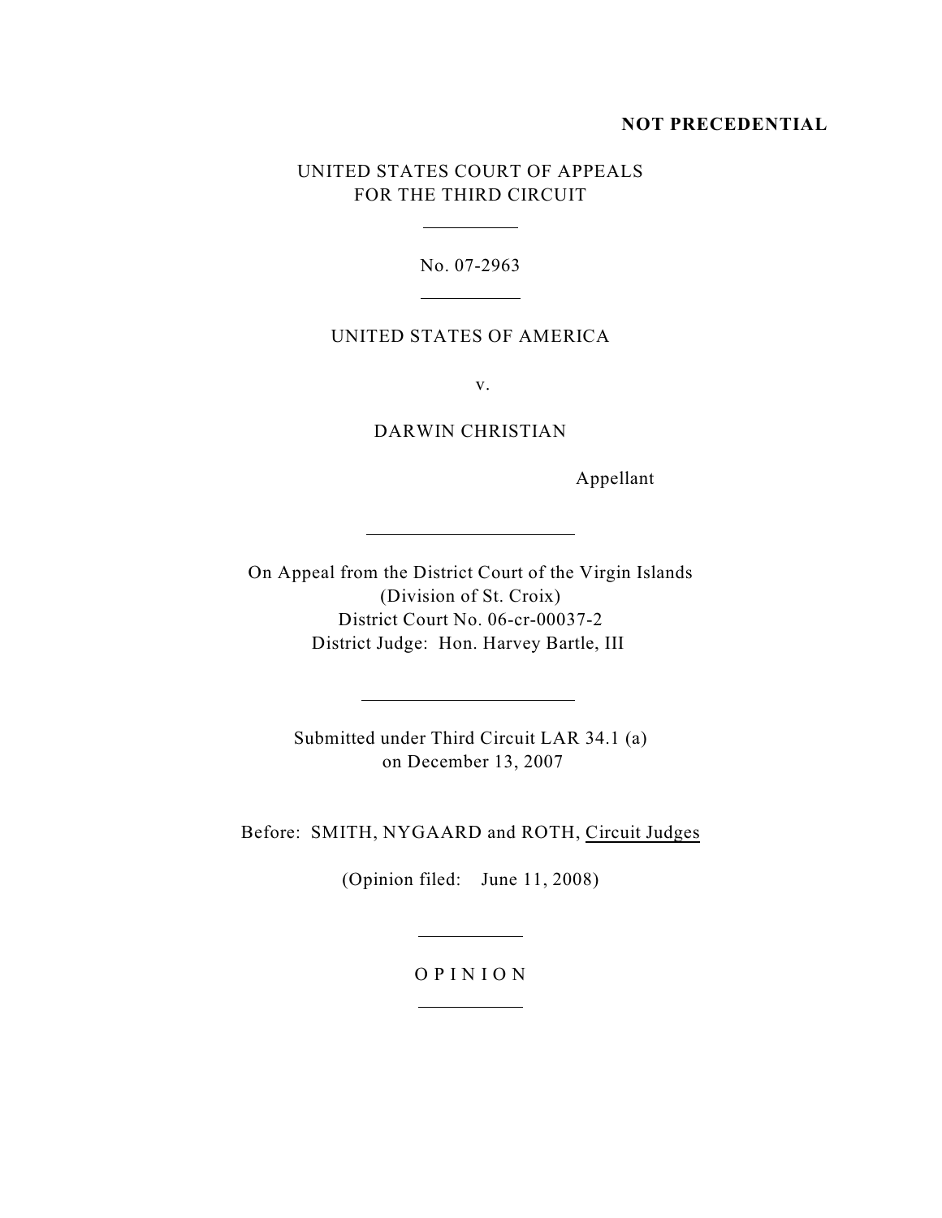**NOT PRECEDENTIAL**

UNITED STATES COURT OF APPEALS
FOR THE THIRD CIRCUIT

No. 07-2963

UNITED STATES OF AMERICA

v.

DARWIN CHRISTIAN

Appellant

On Appeal from the District Court of the Virgin Islands
(Division of St. Croix)
District Court No. 06-cr-00037-2
District Judge: Hon. Harvey Bartle, III

Submitted under Third Circuit LAR 34.1 (a)
on December 13, 2007

Before: SMITH, NYGAARD and ROTH, Circuit Judges

(Opinion filed: June 11, 2008)

O P I N I O N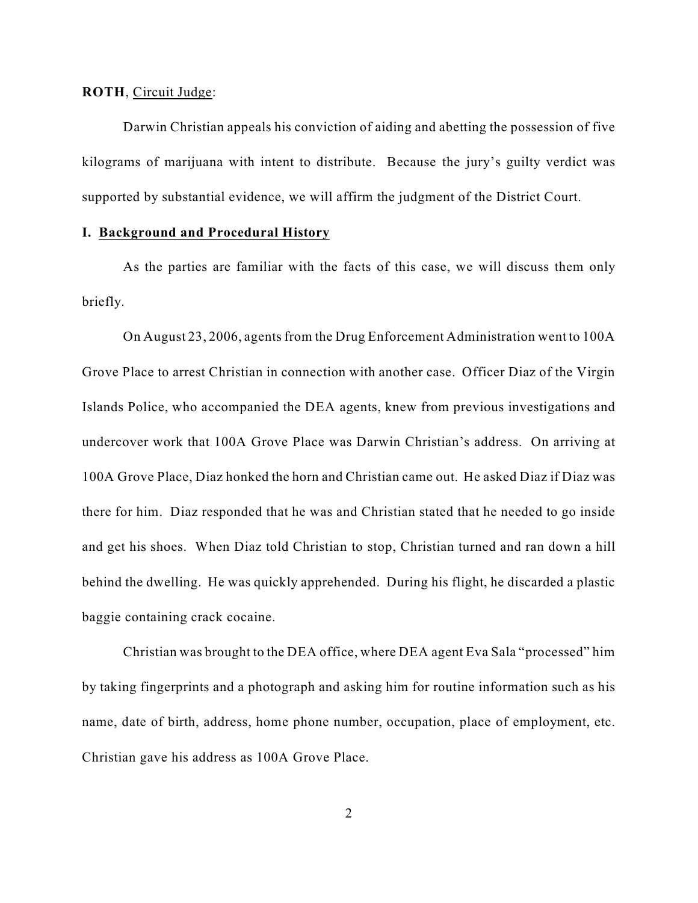**ROTH**, Circuit Judge:

Darwin Christian appeals his conviction of aiding and abetting the possession of five kilograms of marijuana with intent to distribute. Because the jury's guilty verdict was supported by substantial evidence, we will affirm the judgment of the District Court.

## I. Background and Procedural History

As the parties are familiar with the facts of this case, we will discuss them only briefly.

On August 23, 2006, agents from the Drug Enforcement Administration went to 100A Grove Place to arrest Christian in connection with another case. Officer Diaz of the Virgin Islands Police, who accompanied the DEA agents, knew from previous investigations and undercover work that 100A Grove Place was Darwin Christian's address. On arriving at 100A Grove Place, Diaz honked the horn and Christian came out. He asked Diaz if Diaz was there for him. Diaz responded that he was and Christian stated that he needed to go inside and get his shoes. When Diaz told Christian to stop, Christian turned and ran down a hill behind the dwelling. He was quickly apprehended. During his flight, he discarded a plastic baggie containing crack cocaine.

Christian was brought to the DEA office, where DEA agent Eva Sala "processed" him by taking fingerprints and a photograph and asking him for routine information such as his name, date of birth, address, home phone number, occupation, place of employment, etc. Christian gave his address as 100A Grove Place.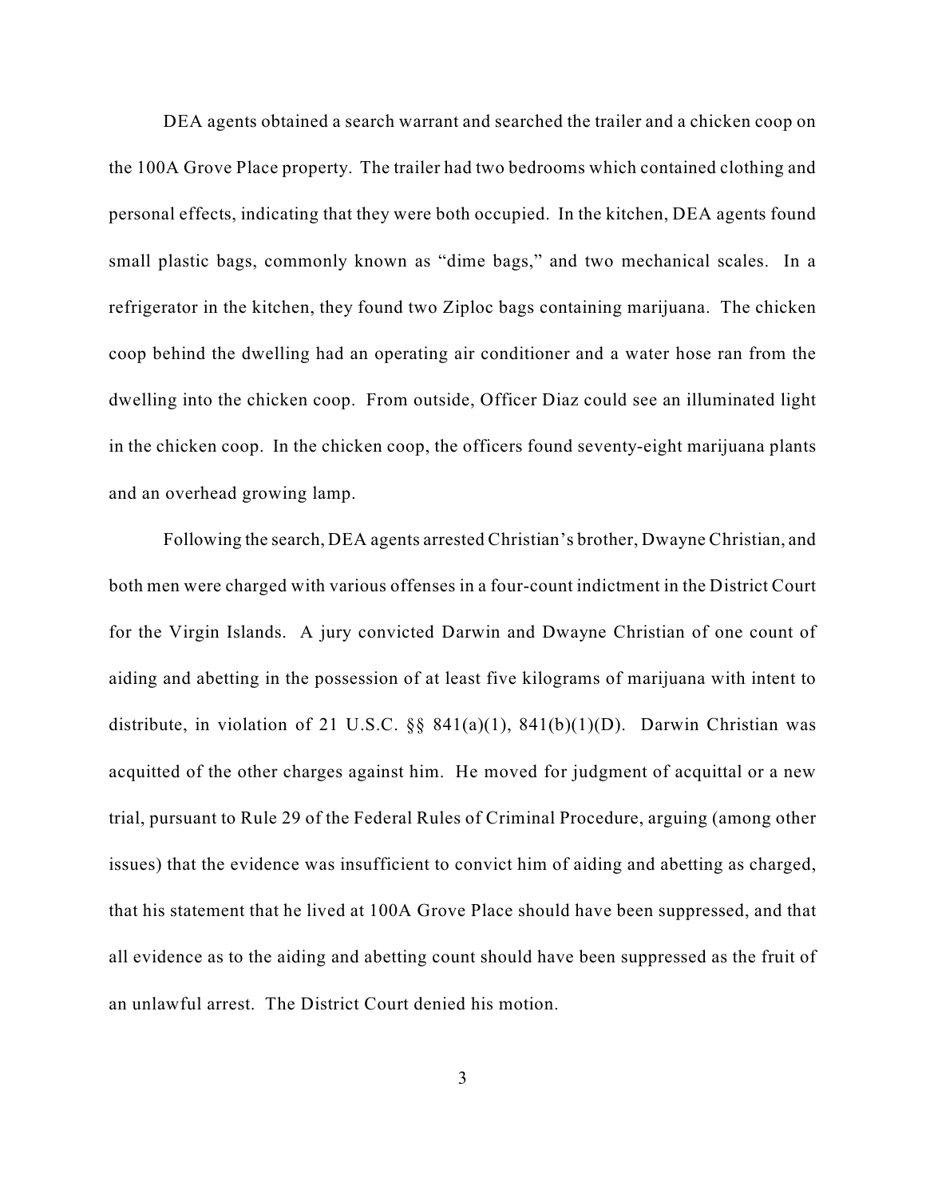DEA agents obtained a search warrant and searched the trailer and a chicken coop on the 100A Grove Place property. The trailer had two bedrooms which contained clothing and personal effects, indicating that they were both occupied. In the kitchen, DEA agents found small plastic bags, commonly known as "dime bags," and two mechanical scales. In a refrigerator in the kitchen, they found two Ziploc bags containing marijuana. The chicken coop behind the dwelling had an operating air conditioner and a water hose ran from the dwelling into the chicken coop. From outside, Officer Diaz could see an illuminated light in the chicken coop. In the chicken coop, the officers found seventy-eight marijuana plants and an overhead growing lamp.

Following the search, DEA agents arrested Christian's brother, Dwayne Christian, and both men were charged with various offenses in a four-count indictment in the District Court for the Virgin Islands. A jury convicted Darwin and Dwayne Christian of one count of aiding and abetting in the possession of at least five kilograms of marijuana with intent to distribute, in violation of 21 U.S.C. §§ 841(a)(1), 841(b)(1)(D). Darwin Christian was acquitted of the other charges against him. He moved for judgment of acquittal or a new trial, pursuant to Rule 29 of the Federal Rules of Criminal Procedure, arguing (among other issues) that the evidence was insufficient to convict him of aiding and abetting as charged, that his statement that he lived at 100A Grove Place should have been suppressed, and that all evidence as to the aiding and abetting count should have been suppressed as the fruit of an unlawful arrest. The District Court denied his motion.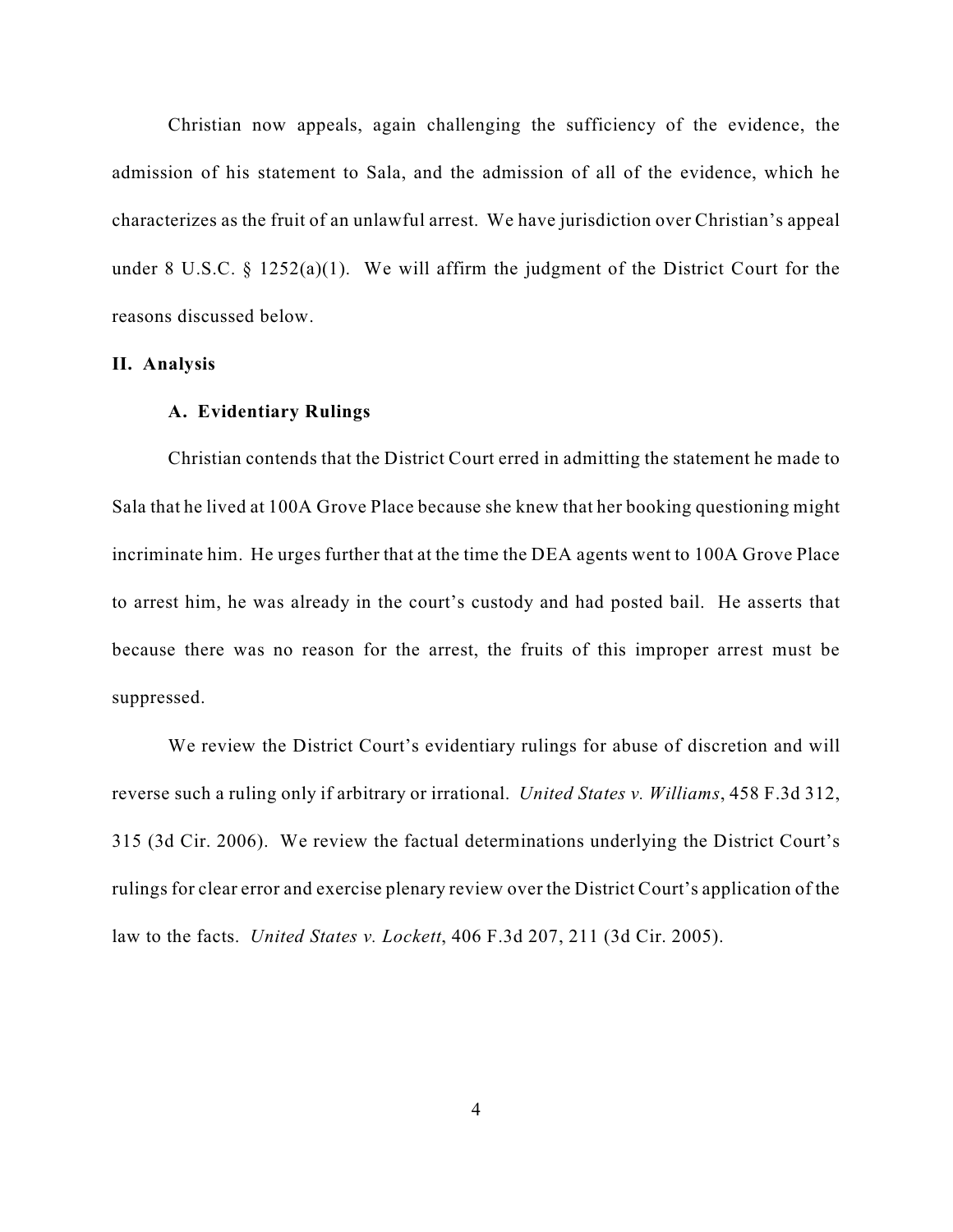Christian now appeals, again challenging the sufficiency of the evidence, the admission of his statement to Sala, and the admission of all of the evidence, which he characterizes as the fruit of an unlawful arrest. We have jurisdiction over Christian's appeal under 8 U.S.C. § 1252(a)(1). We will affirm the judgment of the District Court for the reasons discussed below.

## II. Analysis

### A. Evidentiary Rulings

Christian contends that the District Court erred in admitting the statement he made to Sala that he lived at 100A Grove Place because she knew that her booking questioning might incriminate him. He urges further that at the time the DEA agents went to 100A Grove Place to arrest him, he was already in the court's custody and had posted bail. He asserts that because there was no reason for the arrest, the fruits of this improper arrest must be suppressed.

We review the District Court's evidentiary rulings for abuse of discretion and will reverse such a ruling only if arbitrary or irrational. *United States v. Williams*, 458 F.3d 312, 315 (3d Cir. 2006). We review the factual determinations underlying the District Court's rulings for clear error and exercise plenary review over the District Court's application of the law to the facts. *United States v. Lockett*, 406 F.3d 207, 211 (3d Cir. 2005).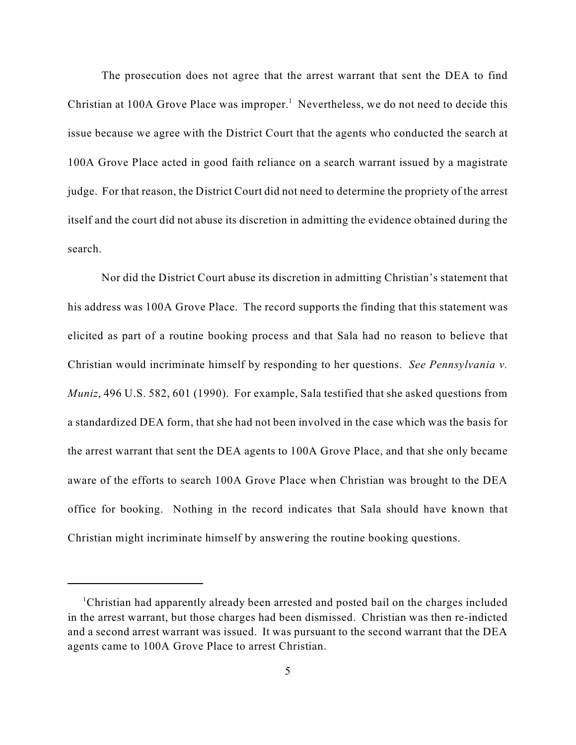The prosecution does not agree that the arrest warrant that sent the DEA to find Christian at 100A Grove Place was improper.[1] Nevertheless, we do not need to decide this issue because we agree with the District Court that the agents who conducted the search at 100A Grove Place acted in good faith reliance on a search warrant issued by a magistrate judge. For that reason, the District Court did not need to determine the propriety of the arrest itself and the court did not abuse its discretion in admitting the evidence obtained during the search.

Nor did the District Court abuse its discretion in admitting Christian's statement that his address was 100A Grove Place. The record supports the finding that this statement was elicited as part of a routine booking process and that Sala had no reason to believe that Christian would incriminate himself by responding to her questions. *See Pennsylvania v. Muniz*, 496 U.S. 582, 601 (1990). For example, Sala testified that she asked questions from a standardized DEA form, that she had not been involved in the case which was the basis for the arrest warrant that sent the DEA agents to 100A Grove Place, and that she only became aware of the efforts to search 100A Grove Place when Christian was brought to the DEA office for booking. Nothing in the record indicates that Sala should have known that Christian might incriminate himself by answering the routine booking questions.

---

[1] Christian had apparently already been arrested and posted bail on the charges included in the arrest warrant, but those charges had been dismissed. Christian was then re-indicted and a second arrest warrant was issued. It was pursuant to the second warrant that the DEA agents came to 100A Grove Place to arrest Christian.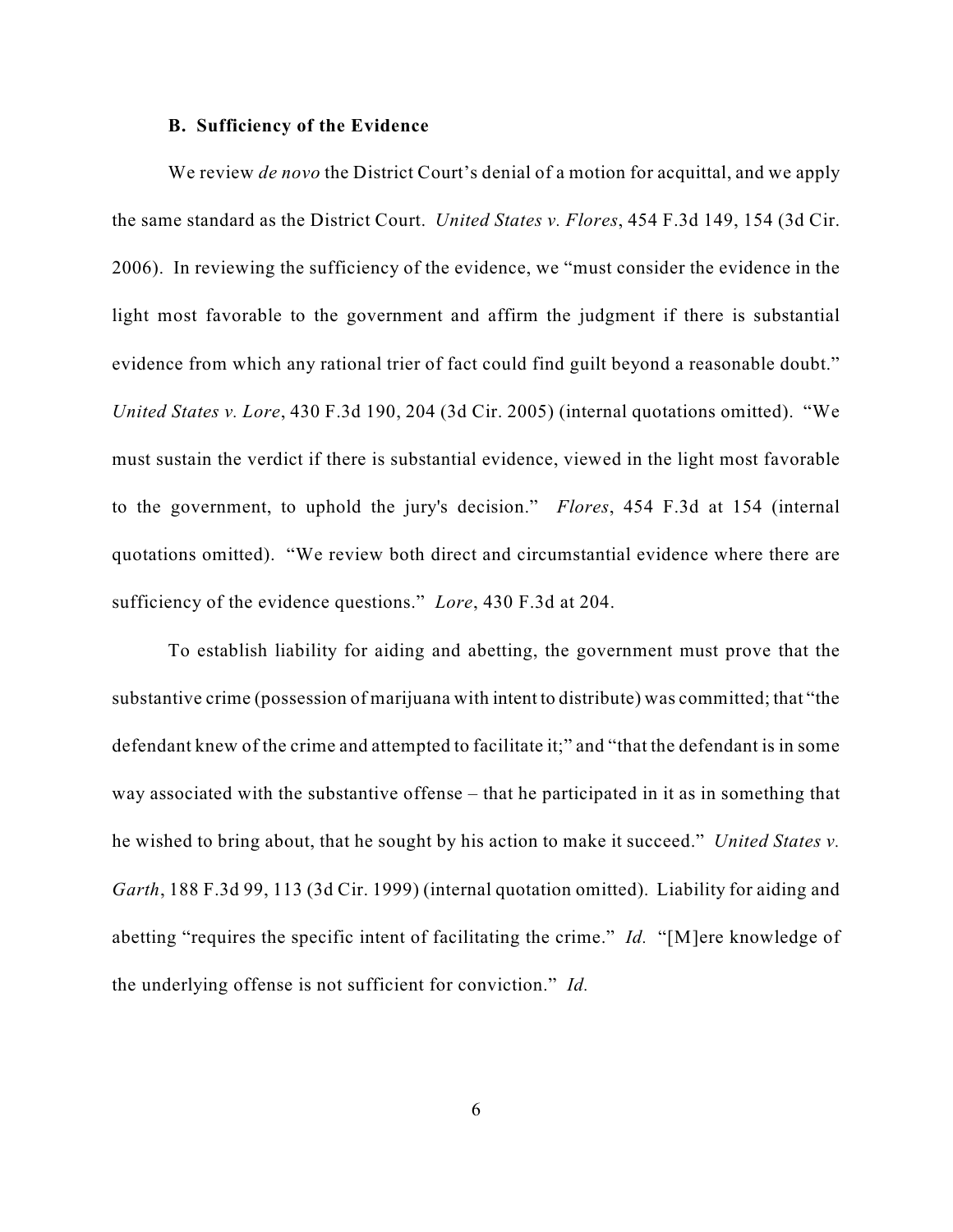### B. Sufficiency of the Evidence

We review *de novo* the District Court's denial of a motion for acquittal, and we apply the same standard as the District Court. *United States v. Flores*, 454 F.3d 149, 154 (3d Cir. 2006). In reviewing the sufficiency of the evidence, we "must consider the evidence in the light most favorable to the government and affirm the judgment if there is substantial evidence from which any rational trier of fact could find guilt beyond a reasonable doubt." *United States v. Lore*, 430 F.3d 190, 204 (3d Cir. 2005) (internal quotations omitted). "We must sustain the verdict if there is substantial evidence, viewed in the light most favorable to the government, to uphold the jury's decision." *Flores*, 454 F.3d at 154 (internal quotations omitted). "We review both direct and circumstantial evidence where there are sufficiency of the evidence questions." *Lore*, 430 F.3d at 204.

To establish liability for aiding and abetting, the government must prove that the substantive crime (possession of marijuana with intent to distribute) was committed; that "the defendant knew of the crime and attempted to facilitate it;" and "that the defendant is in some way associated with the substantive offense – that he participated in it as in something that he wished to bring about, that he sought by his action to make it succeed." *United States v. Garth*, 188 F.3d 99, 113 (3d Cir. 1999) (internal quotation omitted). Liability for aiding and abetting "requires the specific intent of facilitating the crime." *Id.* "[M]ere knowledge of the underlying offense is not sufficient for conviction." *Id.*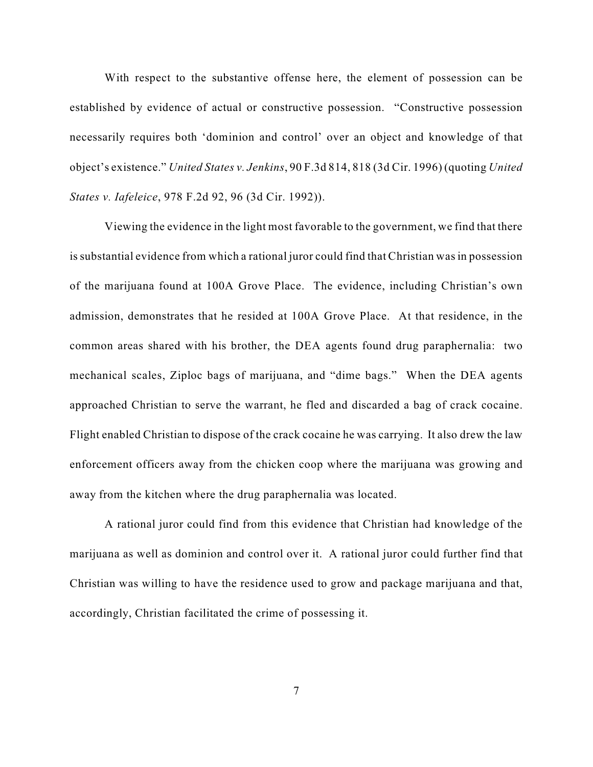With respect to the substantive offense here, the element of possession can be established by evidence of actual or constructive possession. "Constructive possession necessarily requires both 'dominion and control' over an object and knowledge of that object's existence." *United States v. Jenkins*, 90 F.3d 814, 818 (3d Cir. 1996) (quoting *United States v. Iafeleice*, 978 F.2d 92, 96 (3d Cir. 1992)).

Viewing the evidence in the light most favorable to the government, we find that there is substantial evidence from which a rational juror could find that Christian was in possession of the marijuana found at 100A Grove Place. The evidence, including Christian's own admission, demonstrates that he resided at 100A Grove Place. At that residence, in the common areas shared with his brother, the DEA agents found drug paraphernalia: two mechanical scales, Ziploc bags of marijuana, and "dime bags." When the DEA agents approached Christian to serve the warrant, he fled and discarded a bag of crack cocaine. Flight enabled Christian to dispose of the crack cocaine he was carrying. It also drew the law enforcement officers away from the chicken coop where the marijuana was growing and away from the kitchen where the drug paraphernalia was located.

A rational juror could find from this evidence that Christian had knowledge of the marijuana as well as dominion and control over it. A rational juror could further find that Christian was willing to have the residence used to grow and package marijuana and that, accordingly, Christian facilitated the crime of possessing it.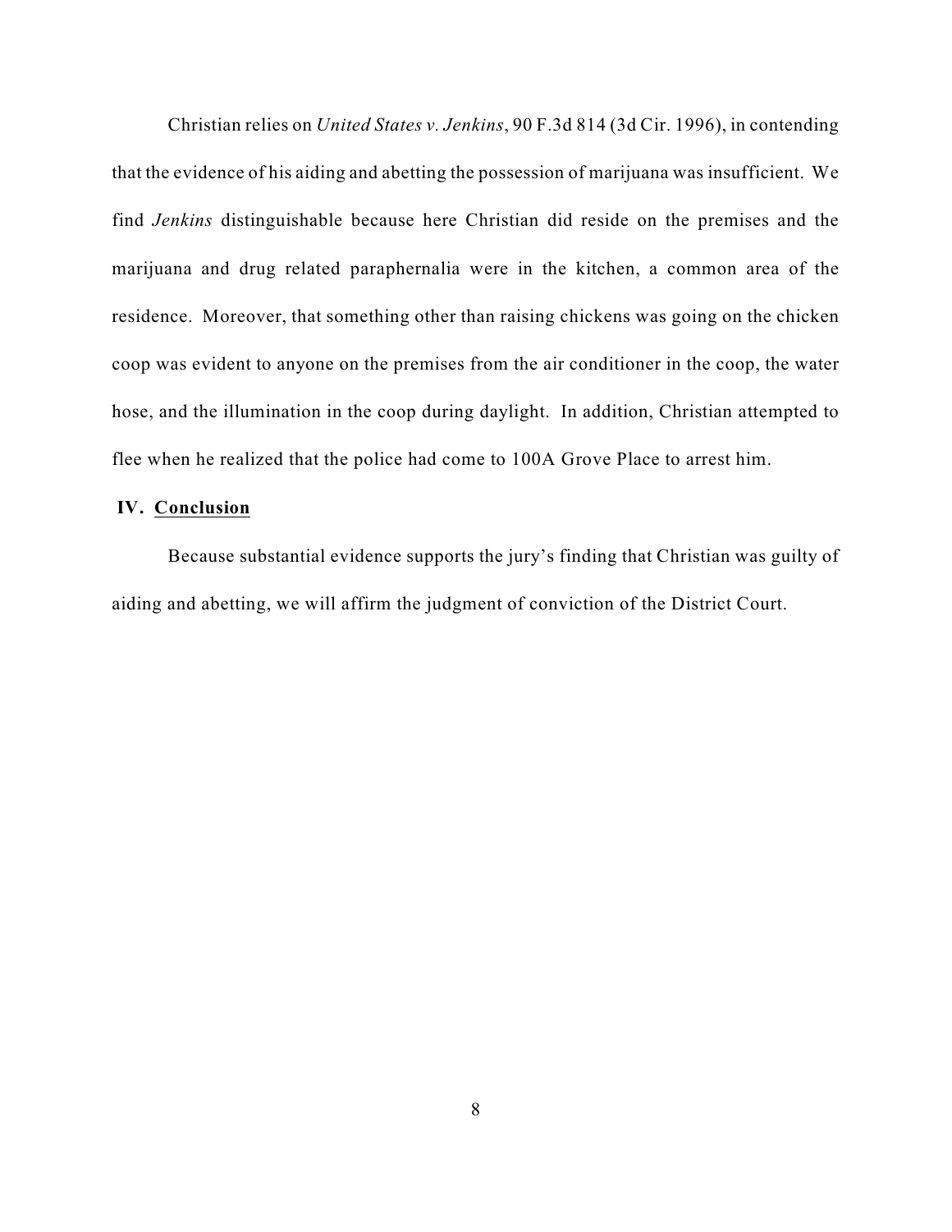Christian relies on *United States v. Jenkins*, 90 F.3d 814 (3d Cir. 1996), in contending that the evidence of his aiding and abetting the possession of marijuana was insufficient. We find *Jenkins* distinguishable because here Christian did reside on the premises and the marijuana and drug related paraphernalia were in the kitchen, a common area of the residence. Moreover, that something other than raising chickens was going on the chicken coop was evident to anyone on the premises from the air conditioner in the coop, the water hose, and the illumination in the coop during daylight. In addition, Christian attempted to flee when he realized that the police had come to 100A Grove Place to arrest him.

## IV. Conclusion

Because substantial evidence supports the jury's finding that Christian was guilty of aiding and abetting, we will affirm the judgment of conviction of the District Court.